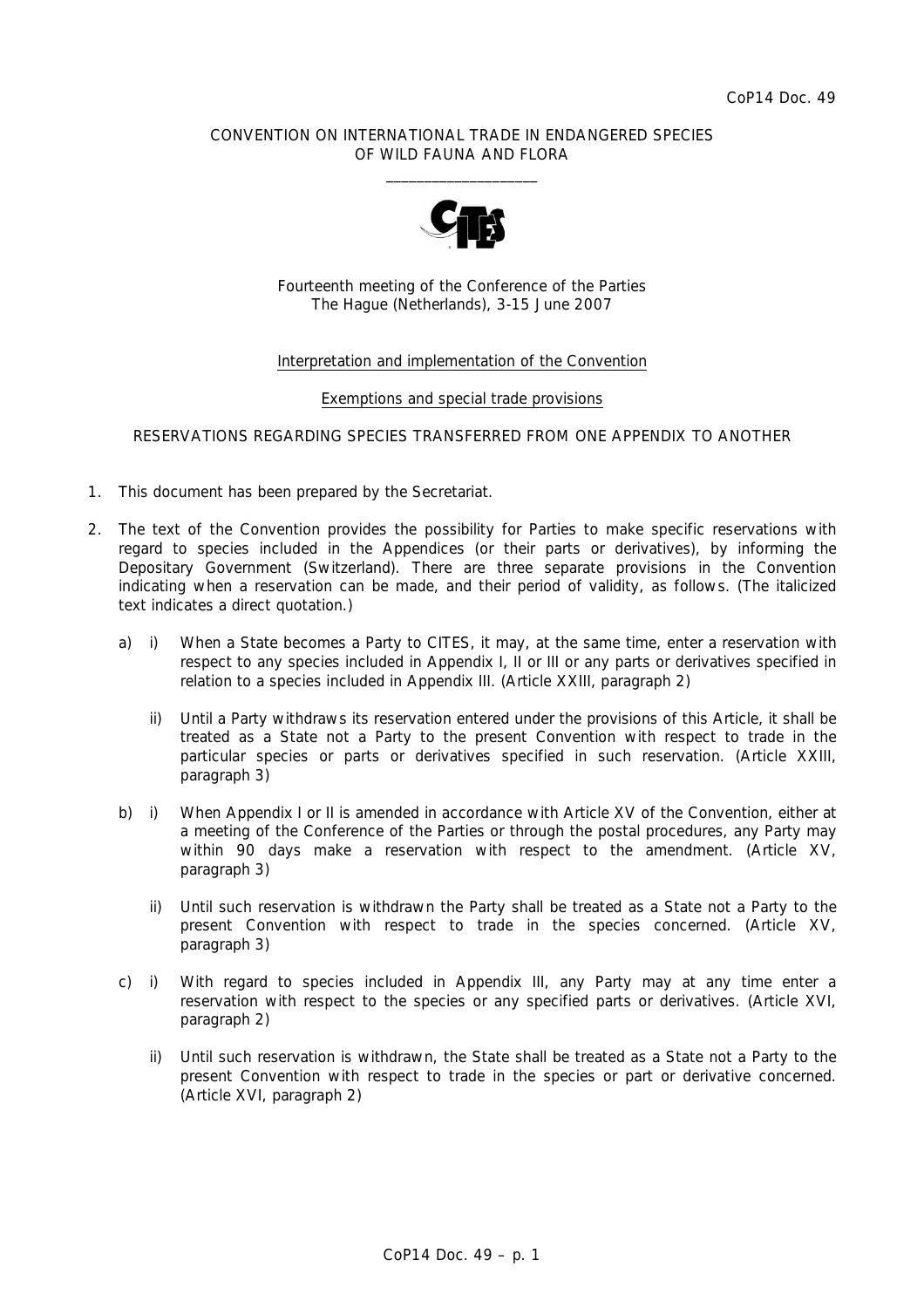CoP14 Doc. 49

CONVENTION ON INTERNATIONAL TRADE IN ENDANGERED SPECIES
OF WILD FAUNA AND FLORA

\_\_\_\_\_\_\_\_\_\_\_\_\_\_\_\_\_\_\_\_

Fourteenth meeting of the Conference of the Parties
The Hague (Netherlands), 3-15 June 2007

Interpretation and implementation of the Convention

Exemptions and special trade provisions

RESERVATIONS REGARDING SPECIES TRANSFERRED FROM ONE APPENDIX TO ANOTHER

1. This document has been prepared by the Secretariat.

2. The text of the Convention provides the possibility for Parties to make specific reservations with regard to species included in the Appendices (or their parts or derivatives), by informing the Depositary Government (Switzerland). There are three separate provisions in the Convention indicating when a reservation can be made, and their period of validity, as follows. (The italicized text indicates a direct quotation.)

   a) i) When a State becomes a Party to CITES, it may, at the same time, enter a reservation with respect to any species included in Appendix I, II or III or any parts or derivatives specified in relation to a species included in Appendix III. (Article XXIII, paragraph 2)

      ii) *Until a Party withdraws its reservation entered under the provisions of this Article, it shall be treated as a State not a Party to the present Convention with respect to trade in the particular species or parts or derivatives specified in such reservation.* (Article XXIII, paragraph 3)

   b) i) When Appendix I or II is amended in accordance with Article XV of the Convention, either at a meeting of the Conference of the Parties or through the postal procedures, any Party may within 90 days make a reservation with respect to the amendment. (Article XV, paragraph 3)

      ii) *Until such reservation is withdrawn the Party shall be treated as a State not a Party to the present Convention with respect to trade in the species concerned.* (Article XV, paragraph 3)

   c) i) With regard to species included in Appendix III, any Party may at any time enter a reservation with respect to the species or any specified parts or derivatives. (Article XVI, paragraph 2)

      ii) *Until such reservation is withdrawn, the State shall be treated as a State not a Party to the present Convention with respect to trade in the species or part or derivative concerned.* (Article XVI, paragraph 2)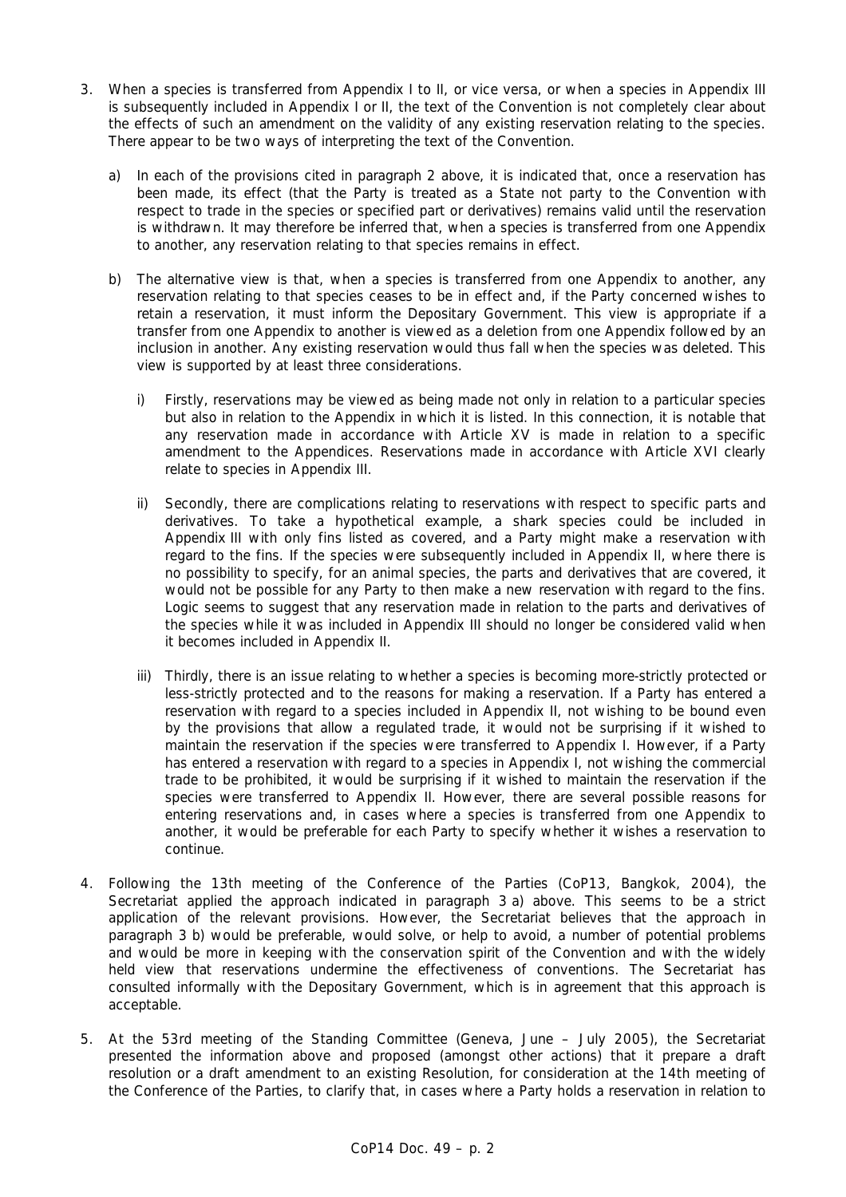3. When a species is transferred from Appendix I to II, or vice versa, or when a species in Appendix III is subsequently included in Appendix I or II, the text of the Convention is not completely clear about the effects of such an amendment on the validity of any existing reservation relating to the species. There appear to be two ways of interpreting the text of the Convention.

   a) In each of the provisions cited in paragraph 2 above, it is indicated that, once a reservation has been made, its effect (that the Party is treated as a State not party to the Convention with respect to trade in the species or specified part or derivatives) remains valid until the reservation is withdrawn. It may therefore be inferred that, when a species is transferred from one Appendix to another, any reservation relating to that species remains in effect.

   b) The alternative view is that, when a species is transferred from one Appendix to another, any reservation relating to that species ceases to be in effect and, if the Party concerned wishes to retain a reservation, it must inform the Depositary Government. This view is appropriate if a transfer from one Appendix to another is viewed as a deletion from one Appendix followed by an inclusion in another. Any existing reservation would thus fall when the species was deleted. This view is supported by at least three considerations.

      i) Firstly, reservations may be viewed as being made not only in relation to a particular species but also in relation to the Appendix in which it is listed. In this connection, it is notable that any reservation made in accordance with Article XV is made in relation to a specific amendment to the Appendices. Reservations made in accordance with Article XVI clearly relate to species in Appendix III.

      ii) Secondly, there are complications relating to reservations with respect to specific parts and derivatives. To take a hypothetical example, a shark species could be included in Appendix III with only fins listed as covered, and a Party might make a reservation with regard to the fins. If the species were subsequently included in Appendix II, where there is no possibility to specify, for an animal species, the parts and derivatives that are covered, it would not be possible for any Party to then make a new reservation with regard to the fins. Logic seems to suggest that any reservation made in relation to the parts and derivatives of the species while it was included in Appendix III should no longer be considered valid when it becomes included in Appendix II.

      iii) Thirdly, there is an issue relating to whether a species is becoming more-strictly protected or less-strictly protected and to the reasons for making a reservation. If a Party has entered a reservation with regard to a species included in Appendix II, not wishing to be bound even by the provisions that allow a regulated trade, it would not be surprising if it wished to maintain the reservation if the species were transferred to Appendix I. However, if a Party has entered a reservation with regard to a species in Appendix I, not wishing the commercial trade to be prohibited, it would be surprising if it wished to maintain the reservation if the species were transferred to Appendix II. However, there are several possible reasons for entering reservations and, in cases where a species is transferred from one Appendix to another, it would be preferable for each Party to specify whether it wishes a reservation to continue.

4. Following the 13th meeting of the Conference of the Parties (CoP13, Bangkok, 2004), the Secretariat applied the approach indicated in paragraph 3 a) above. This seems to be a strict application of the relevant provisions. However, the Secretariat believes that the approach in paragraph 3 b) would be preferable, would solve, or help to avoid, a number of potential problems and would be more in keeping with the conservation spirit of the Convention and with the widely held view that reservations undermine the effectiveness of conventions. The Secretariat has consulted informally with the Depositary Government, which is in agreement that this approach is acceptable.

5. At the 53rd meeting of the Standing Committee (Geneva, June – July 2005), the Secretariat presented the information above and proposed (amongst other actions) that it prepare a draft resolution or a draft amendment to an existing Resolution, for consideration at the 14th meeting of the Conference of the Parties, to clarify that, in cases where a Party holds a reservation in relation to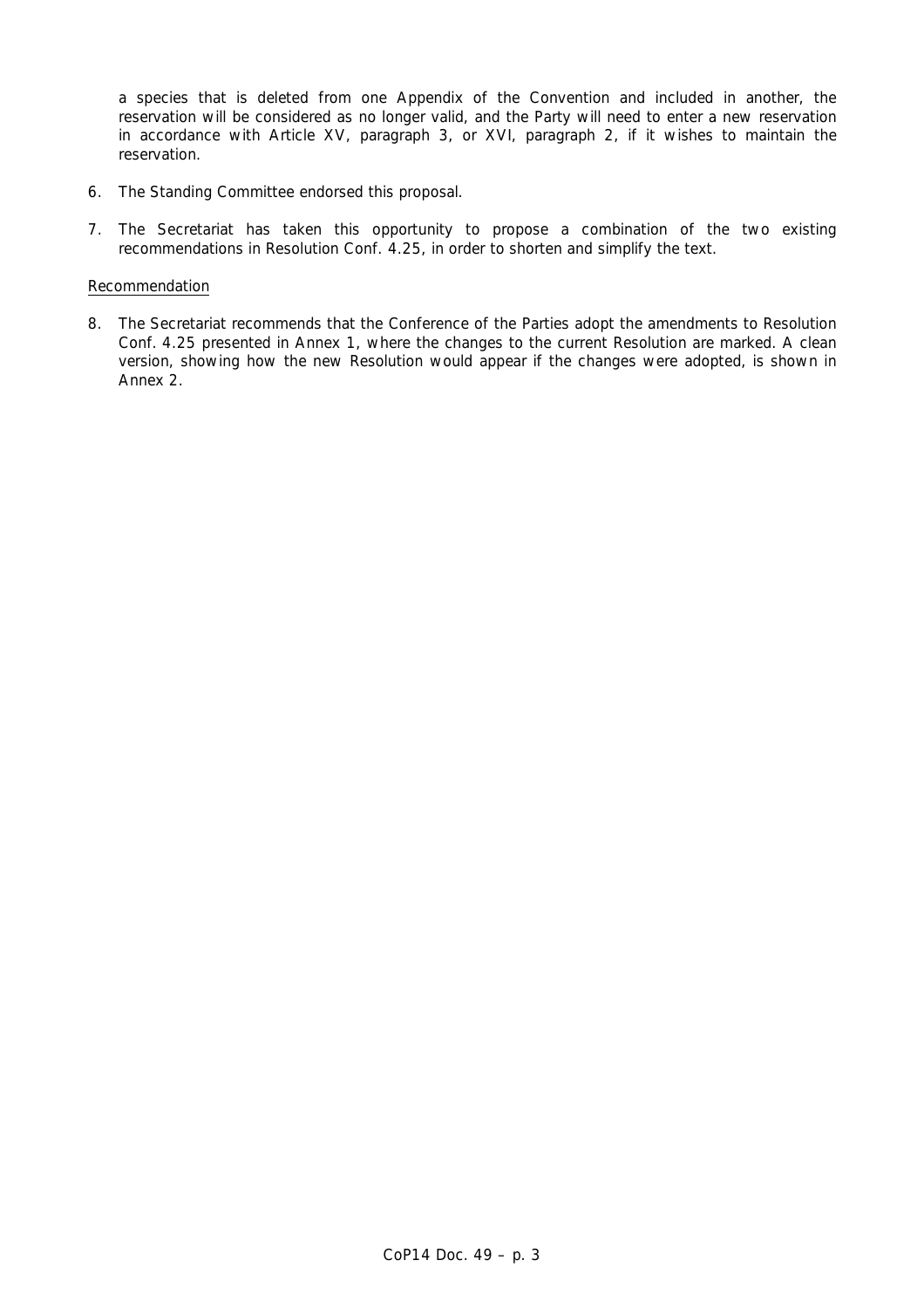a species that is deleted from one Appendix of the Convention and included in another, the reservation will be considered as no longer valid, and the Party will need to enter a new reservation in accordance with Article XV, paragraph 3, or XVI, paragraph 2, if it wishes to maintain the reservation.

6. The Standing Committee endorsed this proposal.

7. The Secretariat has taken this opportunity to propose a combination of the two existing recommendations in Resolution Conf. 4.25, in order to shorten and simplify the text.

Recommendation

8. The Secretariat recommends that the Conference of the Parties adopt the amendments to Resolution Conf. 4.25 presented in Annex 1, where the changes to the current Resolution are marked. A clean version, showing how the new Resolution would appear if the changes were adopted, is shown in Annex 2.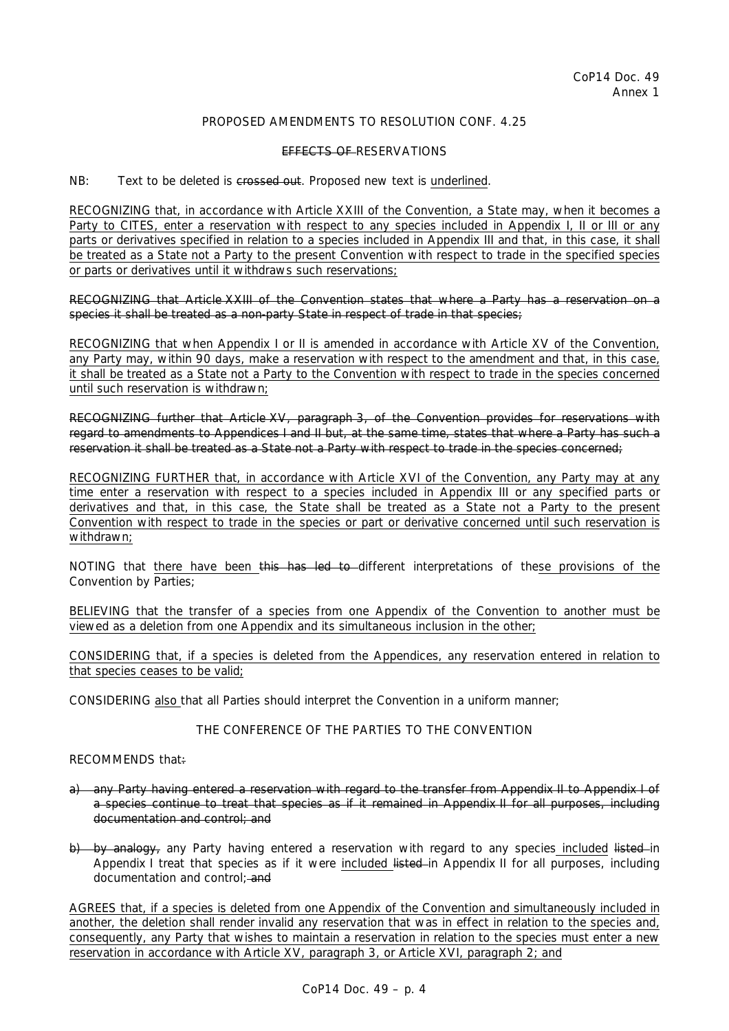PROPOSED AMENDMENTS TO RESOLUTION CONF. 4.25

~~EFFECTS OF~~ RESERVATIONS

NB: Text to be deleted is ~~crossed out~~. Proposed new text is <u>underlined</u>.

<u>RECOGNIZING that, in accordance with Article XXIII of the Convention, a State may, when it becomes a Party to CITES, enter a reservation with respect to any species included in Appendix I, II or III or any parts or derivatives specified in relation to a species included in Appendix III and that, in this case, it shall be treated as a State not a Party to the present Convention with respect to trade in the specified species or parts or derivatives until it withdraws such reservations;</u>

~~RECOGNIZING that Article XXIII of the Convention states that where a Party has a reservation on a species it shall be treated as a non-party State in respect of trade in that species;~~

<u>RECOGNIZING that when Appendix I or II is amended in accordance with Article XV of the Convention, any Party may, within 90 days, make a reservation with respect to the amendment and that, in this case, it shall be treated as a State not a Party to the Convention with respect to trade in the species concerned until such reservation is withdrawn;</u>

~~RECOGNIZING further that Article XV, paragraph 3, of the Convention provides for reservations with regard to amendments to Appendices I and II but, at the same time, states that where a Party has such a reservation it shall be treated as a State not a Party with respect to trade in the species concerned;~~

<u>RECOGNIZING FURTHER that, in accordance with Article XVI of the Convention, any Party may at any time enter a reservation with respect to a species included in Appendix III or any specified parts or derivatives and that, in this case, the State shall be treated as a State not a Party to the present Convention with respect to trade in the species or part or derivative concerned until such reservation is withdrawn;</u>

NOTING that <u>there have been</u> ~~this has led to~~ different interpretations of the<u>se provisions of the</u> Convention by Parties;

<u>BELIEVING that the transfer of a species from one Appendix of the Convention to another must be viewed as a deletion from one Appendix and its simultaneous inclusion in the other;</u>

<u>CONSIDERING that, if a species is deleted from the Appendices, any reservation entered in relation to that species ceases to be valid;</u>

CONSIDERING <u>also</u> that all Parties should interpret the Convention in a uniform manner;

THE CONFERENCE OF THE PARTIES TO THE CONVENTION

RECOMMENDS that~~:~~

~~a) any Party having entered a reservation with regard to the transfer from Appendix II to Appendix I of a species continue to treat that species as if it remained in Appendix II for all purposes, including documentation and control; and~~

~~b) by analogy,~~ any Party having entered a reservation with regard to any species <u>included</u> ~~listed~~ in Appendix I treat that species as if it were <u>included</u> ~~listed~~ in Appendix II for all purposes, including documentation and control; ~~and~~

<u>AGREES that, if a species is deleted from one Appendix of the Convention and simultaneously included in another, the deletion shall render invalid any reservation that was in effect in relation to the species and, consequently, any Party that wishes to maintain a reservation in relation to the species must enter a new reservation in accordance with Article XV, paragraph 3, or Article XVI, paragraph 2; and</u>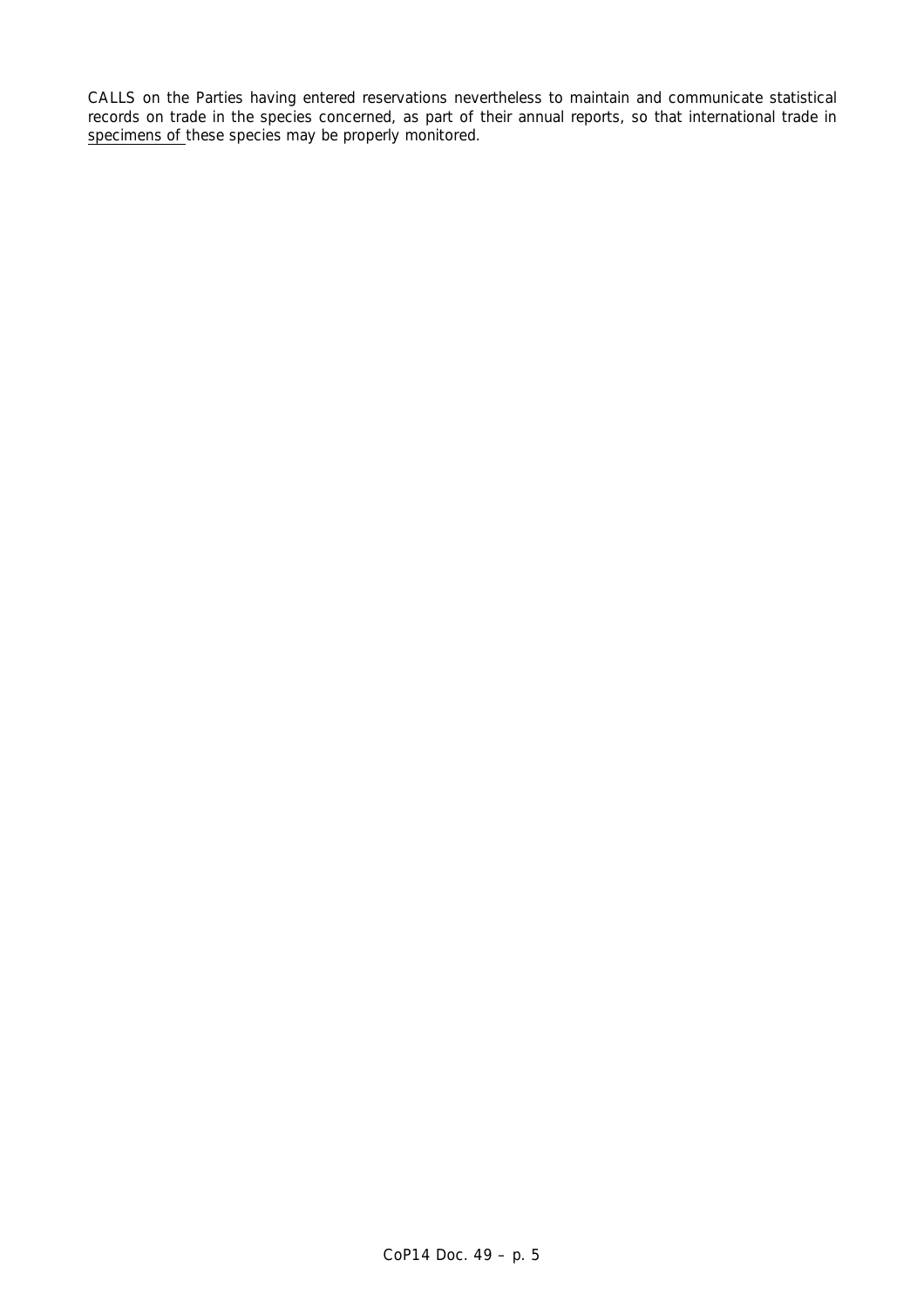CALLS on the Parties having entered reservations nevertheless to maintain and communicate statistical records on trade in the species concerned, as part of their annual reports, so that international trade in <u>specimens of </u>these species may be properly monitored.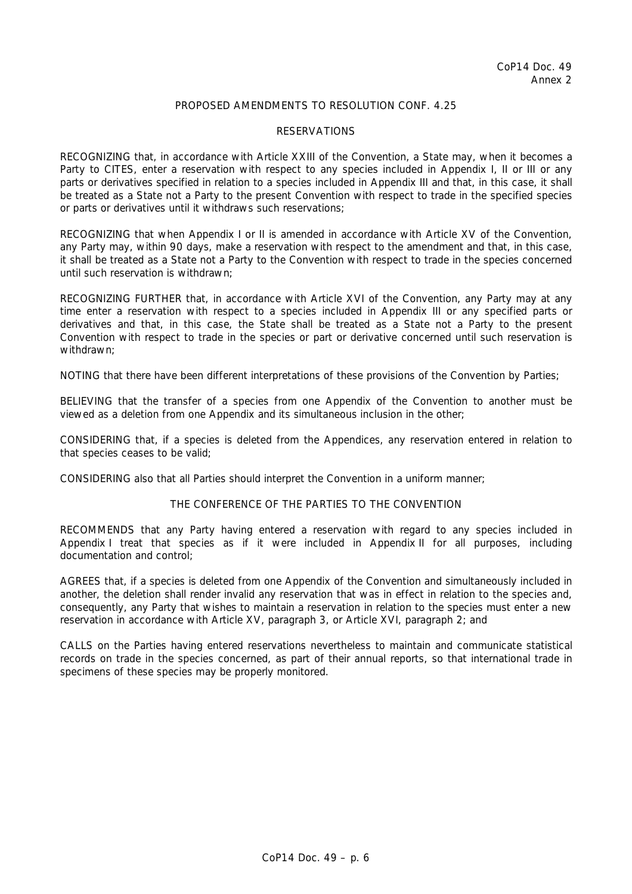CoP14 Doc. 49
Annex 2

## PROPOSED AMENDMENTS TO RESOLUTION CONF. 4.25

## RESERVATIONS

RECOGNIZING that, in accordance with Article XXIII of the Convention, a State may, when it becomes a Party to CITES, enter a reservation with respect to any species included in Appendix I, II or III or any parts or derivatives specified in relation to a species included in Appendix III and that, in this case, it shall be treated as a State not a Party to the present Convention with respect to trade in the specified species or parts or derivatives until it withdraws such reservations;

RECOGNIZING that when Appendix I or II is amended in accordance with Article XV of the Convention, any Party may, within 90 days, make a reservation with respect to the amendment and that, in this case, it shall be treated as a State not a Party to the Convention with respect to trade in the species concerned until such reservation is withdrawn;

RECOGNIZING FURTHER that, in accordance with Article XVI of the Convention, any Party may at any time enter a reservation with respect to a species included in Appendix III or any specified parts or derivatives and that, in this case, the State shall be treated as a State not a Party to the present Convention with respect to trade in the species or part or derivative concerned until such reservation is withdrawn;

NOTING that there have been different interpretations of these provisions of the Convention by Parties;

BELIEVING that the transfer of a species from one Appendix of the Convention to another must be viewed as a deletion from one Appendix and its simultaneous inclusion in the other;

CONSIDERING that, if a species is deleted from the Appendices, any reservation entered in relation to that species ceases to be valid;

CONSIDERING also that all Parties should interpret the Convention in a uniform manner;

## THE CONFERENCE OF THE PARTIES TO THE CONVENTION

RECOMMENDS that any Party having entered a reservation with regard to any species included in Appendix I treat that species as if it were included in Appendix II for all purposes, including documentation and control;

AGREES that, if a species is deleted from one Appendix of the Convention and simultaneously included in another, the deletion shall render invalid any reservation that was in effect in relation to the species and, consequently, any Party that wishes to maintain a reservation in relation to the species must enter a new reservation in accordance with Article XV, paragraph 3, or Article XVI, paragraph 2; and

CALLS on the Parties having entered reservations nevertheless to maintain and communicate statistical records on trade in the species concerned, as part of their annual reports, so that international trade in specimens of these species may be properly monitored.